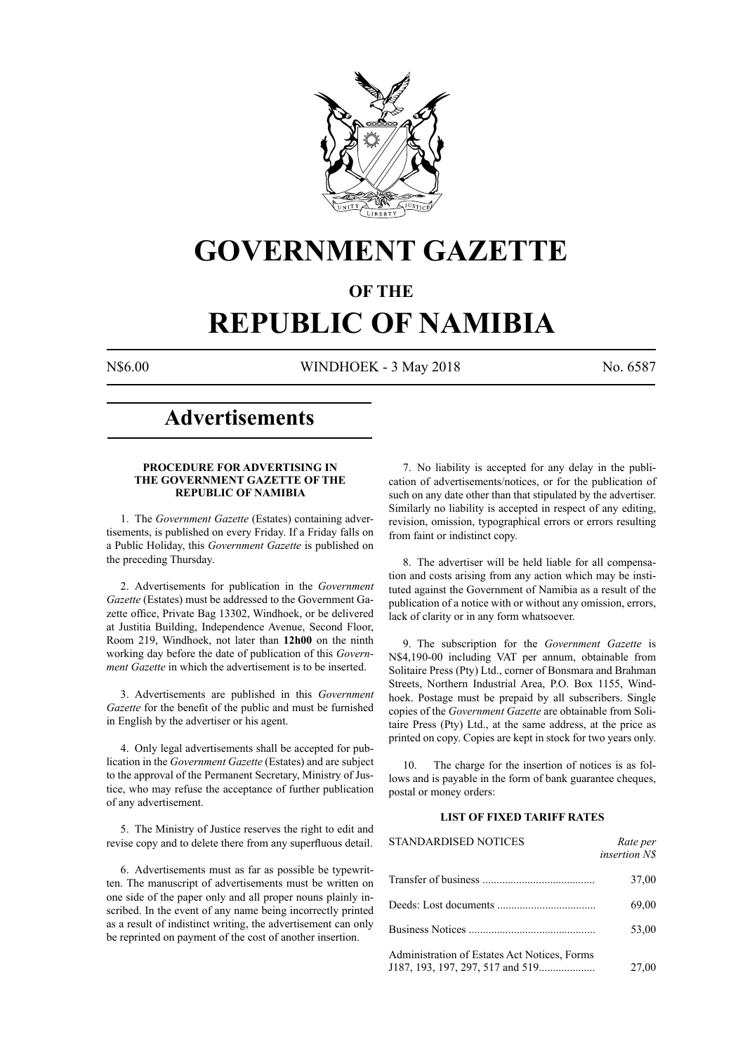# GOVERNMENT GAZETTE

## OF THE

# REPUBLIC OF NAMIBIA

N$6.00 WINDHOEK - 3 May 2018 No. 6587

# Advertisements

### PROCEDURE FOR ADVERTISING IN THE GOVERNMENT GAZETTE OF THE REPUBLIC OF NAMIBIA

1. The *Government Gazette* (Estates) containing advertisements, is published on every Friday. If a Friday falls on a Public Holiday, this *Government Gazette* is published on the preceding Thursday.

2. Advertisements for publication in the *Government Gazette* (Estates) must be addressed to the Government Gazette office, Private Bag 13302, Windhoek, or be delivered at Justitia Building, Independence Avenue, Second Floor, Room 219, Windhoek, not later than **12h00** on the ninth working day before the date of publication of this *Government Gazette* in which the advertisement is to be inserted.

3. Advertisements are published in this *Government Gazette* for the benefit of the public and must be furnished in English by the advertiser or his agent.

4. Only legal advertisements shall be accepted for publication in the *Government Gazette* (Estates) and are subject to the approval of the Permanent Secretary, Ministry of Justice, who may refuse the acceptance of further publication of any advertisement.

5. The Ministry of Justice reserves the right to edit and revise copy and to delete there from any superfluous detail.

6. Advertisements must as far as possible be typewritten. The manuscript of advertisements must be written on one side of the paper only and all proper nouns plainly inscribed. In the event of any name being incorrectly printed as a result of indistinct writing, the advertisement can only be reprinted on payment of the cost of another insertion.

7. No liability is accepted for any delay in the publication of advertisements/notices, or for the publication of such on any date other than that stipulated by the advertiser. Similarly no liability is accepted in respect of any editing, revision, omission, typographical errors or errors resulting from faint or indistinct copy.

8. The advertiser will be held liable for all compensation and costs arising from any action which may be instituted against the Government of Namibia as a result of the publication of a notice with or without any omission, errors, lack of clarity or in any form whatsoever.

9. The subscription for the *Government Gazette* is N$4,190-00 including VAT per annum, obtainable from Solitaire Press (Pty) Ltd., corner of Bonsmara and Brahman Streets, Northern Industrial Area, P.O. Box 1155, Windhoek. Postage must be prepaid by all subscribers. Single copies of the *Government Gazette* are obtainable from Solitaire Press (Pty) Ltd., at the same address, at the price as printed on copy. Copies are kept in stock for two years only.

10. The charge for the insertion of notices is as follows and is payable in the form of bank guarantee cheques, postal or money orders:

### LIST OF FIXED TARIFF RATES

| STANDARDISED NOTICES | *Rate per insertion N$* |
|---|---|
| Transfer of business | 37,00 |
| Deeds: Lost documents | 69,00 |
| Business Notices | 53,00 |
| Administration of Estates Act Notices, Forms J187, 193, 197, 297, 517 and 519 | 27,00 |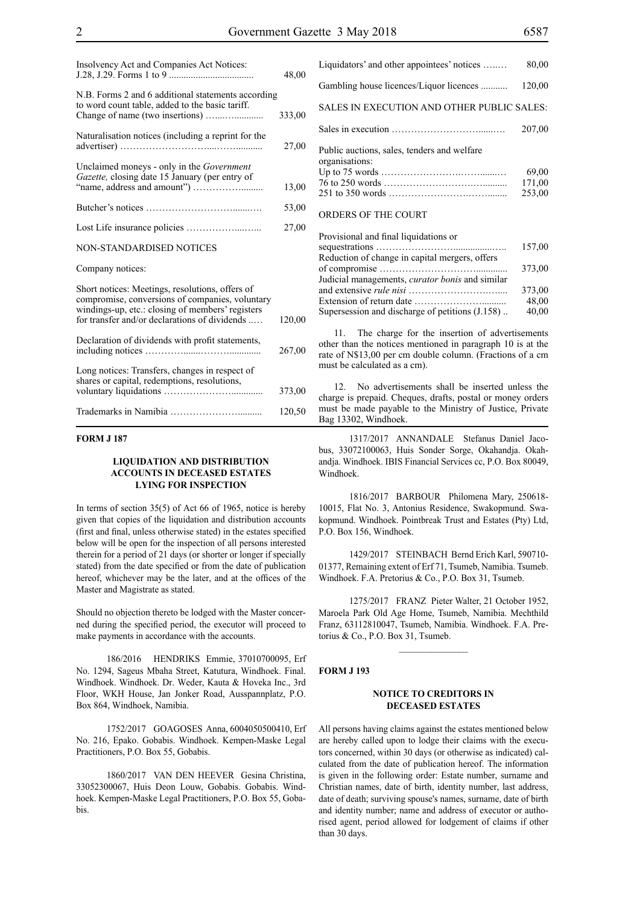| | |
|---|---|
| Insolvency Act and Companies Act Notices: J.28, J.29. Forms 1 to 9 | 48,00 |
| N.B. Forms 2 and 6 additional statements according to word count table, added to the basic tariff. Change of name (two insertions) | 333,00 |
| Naturalisation notices (including a reprint for the advertiser) | 27,00 |
| Unclaimed moneys - only in the *Government Gazette,* closing date 15 January (per entry of "name, address and amount") | 13,00 |
| Butcher's notices | 53,00 |
| Lost Life insurance policies | 27,00 |

NON-STANDARDISED NOTICES

Company notices:

| | |
|---|---|
| Short notices: Meetings, resolutions, offers of compromise, conversions of companies, voluntary windings-up, etc.: closing of members' registers for transfer and/or declarations of dividends | 120,00 |
| Declaration of dividends with profit statements, including notices | 267,00 |
| Long notices: Transfers, changes in respect of shares or capital, redemptions, resolutions, voluntary liquidations | 373,00 |
| Trademarks in Namibia | 120,50 |
| Liquidators' and other appointees' notices | 80,00 |
| Gambling house licences/Liquor licences | 120,00 |

SALES IN EXECUTION AND OTHER PUBLIC SALES:

| | |
|---|---|
| Sales in execution | 207,00 |
| Public auctions, sales, tenders and welfare organisations: | |
| Up to 75 words | 69,00 |
| 76 to 250 words | 171,00 |
| 251 to 350 words | 253,00 |

ORDERS OF THE COURT

| | |
|---|---|
| Provisional and final liquidations or sequestrations | 157,00 |
| Reduction of change in capital mergers, offers of compromise | 373,00 |
| Judicial managements, *curator bonis* and similar and extensive *rule nisi* | 373,00 |
| Extension of return date | 48,00 |
| Supersession and discharge of petitions (J.158) | 40,00 |

11. The charge for the insertion of advertisements other than the notices mentioned in paragraph 10 is at the rate of N$13,00 per cm double column. (Fractions of a cm must be calculated as a cm).

12. No advertisements shall be inserted unless the charge is prepaid. Cheques, drafts, postal or money orders must be made payable to the Ministry of Justice, Private Bag 13302, Windhoek.

**FORM J 187**

## LIQUIDATION AND DISTRIBUTION ACCOUNTS IN DECEASED ESTATES LYING FOR INSPECTION

In terms of section 35(5) of Act 66 of 1965, notice is hereby given that copies of the liquidation and distribution accounts (first and final, unless otherwise stated) in the estates specified below will be open for the inspection of all persons interested therein for a period of 21 days (or shorter or longer if specially stated) from the date specified or from the date of publication hereof, whichever may be the later, and at the offices of the Master and Magistrate as stated.

Should no objection thereto be lodged with the Master concerned during the specified period, the executor will proceed to make payments in accordance with the accounts.

186/2016 HENDRIKS Emmie, 37010700095, Erf No. 1294, Sageus Mbaha Street, Katutura, Windhoek. Final. Windhoek. Windhoek. Dr. Weder, Kauta & Hoveka Inc., 3rd Floor, WKH House, Jan Jonker Road, Ausspannplatz, P.O. Box 864, Windhoek, Namibia.

1752/2017 GOAGOSES Anna, 6004050500410, Erf No. 216, Epako. Gobabis. Windhoek. Kempen-Maske Legal Practitioners, P.O. Box 55, Gobabis.

1860/2017 VAN DEN HEEVER Gesina Christina, 33052300067, Huis Deon Louw, Gobabis. Gobabis. Windhoek. Kempen-Maske Legal Practitioners, P.O. Box 55, Gobabis.

1317/2017 ANNANDALE Stefanus Daniel Jacobus, 33072100063, Huis Sonder Sorge, Okahandja. Okahandja. Windhoek. IBIS Financial Services cc, P.O. Box 80049, Windhoek.

1816/2017 BARBOUR Philomena Mary, 250618-10015, Flat No. 3, Antonius Residence, Swakopmund. Swakopmund. Windhoek. Pointbreak Trust and Estates (Pty) Ltd, P.O. Box 156, Windhoek.

1429/2017 STEINBACH Bernd Erich Karl, 590710-01377, Remaining extent of Erf 71, Tsumeb, Namibia. Tsumeb. Windhoek. F.A. Pretorius & Co., P.O. Box 31, Tsumeb.

1275/2017 FRANZ Pieter Walter, 21 October 1952, Maroela Park Old Age Home, Tsumeb, Namibia. Mechthild Franz, 63112810047, Tsumeb, Namibia. Windhoek. F.A. Pretorius & Co., P.O. Box 31, Tsumeb.

**FORM J 193**

## NOTICE TO CREDITORS IN DECEASED ESTATES

All persons having claims against the estates mentioned below are hereby called upon to lodge their claims with the executors concerned, within 30 days (or otherwise as indicated) calculated from the date of publication hereof. The information is given in the following order: Estate number, surname and Christian names, date of birth, identity number, last address, date of death; surviving spouse's names, surname, date of birth and identity number; name and address of executor or authorised agent, period allowed for lodgement of claims if other than 30 days.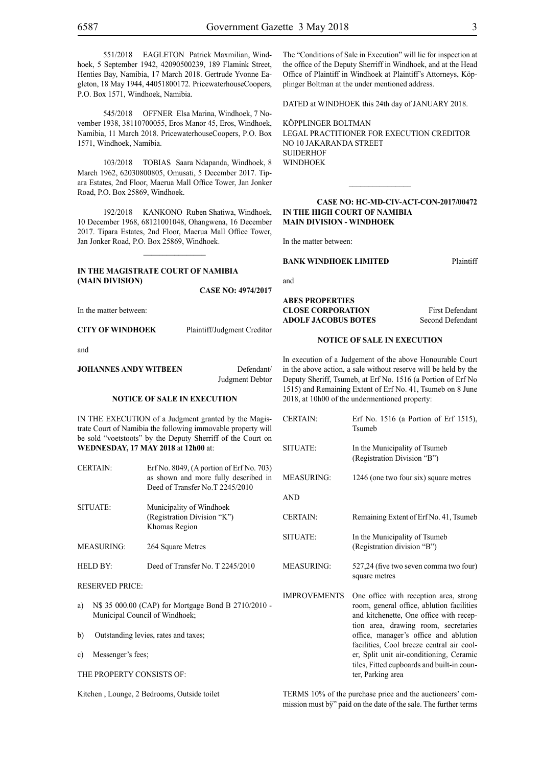551/2018 EAGLETON Patrick Maxmilian, Windhoek, 5 September 1942, 42090500239, 189 Flamink Street, Henties Bay, Namibia, 17 March 2018. Gertrude Yvonne Eagleton, 18 May 1944, 44051800172. PricewaterhouseCoopers, P.O. Box 1571, Windhoek, Namibia.

545/2018 OFFNER Elsa Marina, Windhoek, 7 November 1938, 38110700055, Eros Manor 45, Eros, Windhoek, Namibia, 11 March 2018. PricewaterhouseCoopers, P.O. Box 1571, Windhoek, Namibia.

103/2018 TOBIAS Saara Ndapanda, Windhoek, 8 March 1962, 62030800805, Omusati, 5 December 2017. Tipara Estates, 2nd Floor, Maerua Mall Office Tower, Jan Jonker Road, P.O. Box 25869, Windhoek.

192/2018 KANKONO Ruben Shatiwa, Windhoek, 10 December 1968, 68121001048, Ohangwena, 16 December 2017. Tipara Estates, 2nd Floor, Maerua Mall Office Tower, Jan Jonker Road, P.O. Box 25869, Windhoek.

---

**IN THE MAGISTRATE COURT OF NAMIBIA (MAIN DIVISION)**

**CASE NO: 4974/2017**

In the matter between:

**CITY OF WINDHOEK** Plaintiff/Judgment Creditor

and

**JOHANNES ANDY WITBEEN** Defendant/ Judgment Debtor

**NOTICE OF SALE IN EXECUTION**

IN THE EXECUTION of a Judgment granted by the Magistrate Court of Namibia the following immovable property will be sold "voetstoots" by the Deputy Sherriff of the Court on **WEDNESDAY, 17 MAY 2018** at **12h00** at:

| | |
|---|---|
| CERTAIN: | Erf No. 8049, (A portion of Erf No. 703) as shown and more fully described in Deed of Transfer No.T 2245/2010 |
| SITUATE: | Municipality of Windhoek (Registration Division "K") Khomas Region |
| MEASURING: | 264 Square Metres |
| HELD BY: | Deed of Transfer No. T 2245/2010 |

RESERVED PRICE:

a) N$ 35 000.00 (CAP) for Mortgage Bond B 2710/2010 - Municipal Council of Windhoek;

b) Outstanding levies, rates and taxes;

c) Messenger's fees;

THE PROPERTY CONSISTS OF:

Kitchen , Lounge, 2 Bedrooms, Outside toilet

The "Conditions of Sale in Execution" will lie for inspection at the office of the Deputy Sherriff in Windhoek, and at the Head Office of Plaintiff in Windhoek at Plaintiff's Attorneys, Köpplinger Boltman at the under mentioned address.

DATED at WINDHOEK this 24th day of JANUARY 2018.

KÖPPLINGER BOLTMAN
LEGAL PRACTITIONER FOR EXECUTION CREDITOR
NO 10 JAKARANDA STREET
SUIDERHOF
WINDHOEK

---

**CASE NO: HC-MD-CIV-ACT-CON-2017/00472**
**IN THE HIGH COURT OF NAMIBIA**
**MAIN DIVISION - WINDHOEK**

In the matter between:

**BANK WINDHOEK LIMITED** Plaintiff

and

**ABES PROPERTIES CLOSE CORPORATION** First Defendant
**ADOLF JACOBUS BOTES** Second Defendant

**NOTICE OF SALE IN EXECUTION**

In execution of a Judgement of the above Honourable Court in the above action, a sale without reserve will be held by the Deputy Sheriff, Tsumeb, at Erf No. 1516 (a Portion of Erf No 1515) and Remaining Extent of Erf No. 41, Tsumeb on 8 June 2018, at 10h00 of the undermentioned property:

| | |
|---|---|
| CERTAIN: | Erf No. 1516 (a Portion of Erf 1515), Tsumeb |
| SITUATE: | In the Municipality of Tsumeb (Registration Division "B") |
| MEASURING: | 1246 (one two four six) square metres |
| AND | |
| CERTAIN: | Remaining Extent of Erf No. 41, Tsumeb |
| SITUATE: | In the Municipality of Tsumeb (Registration division "B") |
| MEASURING: | 527,24 (five two seven comma two four) square metres |
| IMPROVEMENTS | One office with reception area, strong room, general office, ablution facilities and kitchenette, One office with reception area, drawing room, secretaries office, manager's office and ablution facilities, Cool breeze central air cooler, Split unit air-conditioning, Ceramic tiles, Fitted cupboards and built-in counter, Parking area |

TERMS 10% of the purchase price and the auctioneers' commission must bÿ" paid on the date of the sale. The further terms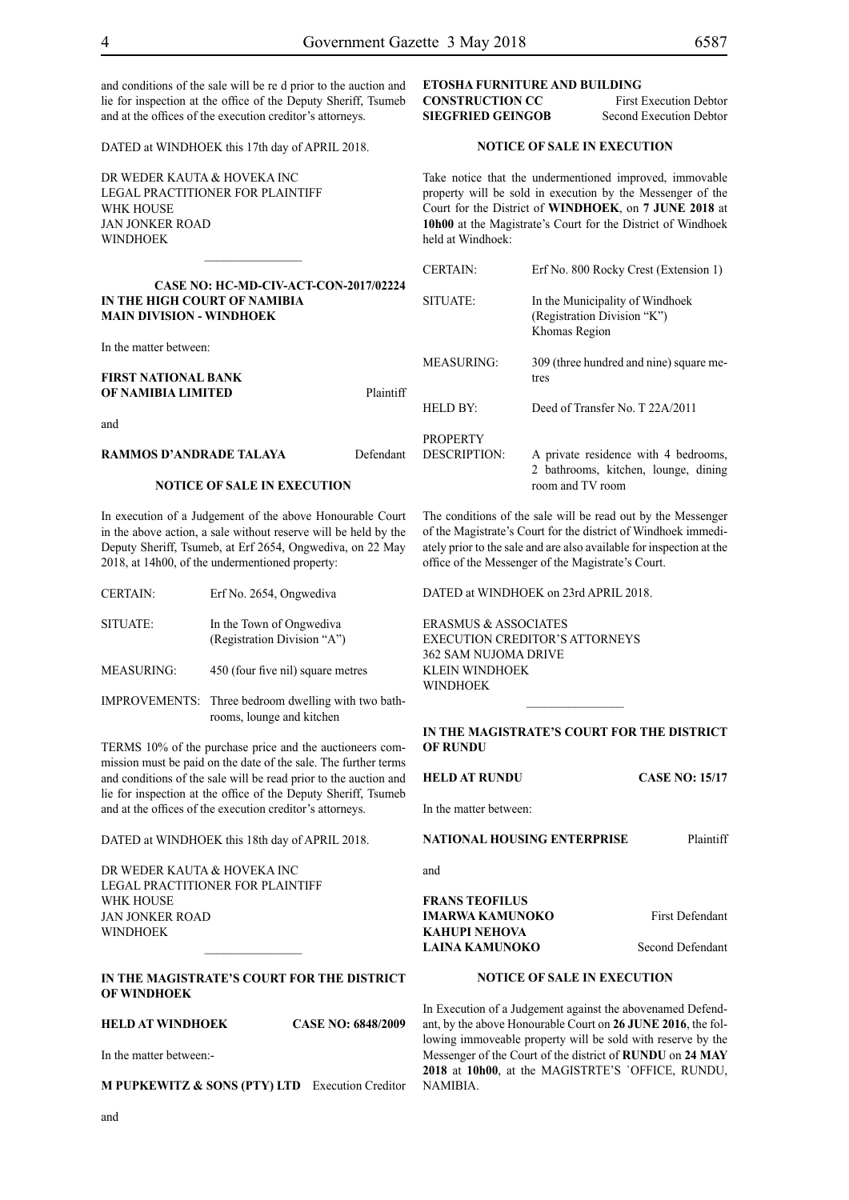and conditions of the sale will be re d prior to the auction and lie for inspection at the office of the Deputy Sheriff, Tsumeb and at the offices of the execution creditor's attorneys.

DATED at WINDHOEK this 17th day of APRIL 2018.

DR WEDER KAUTA & HOVEKA INC
LEGAL PRACTITIONER FOR PLAINTIFF
WHK HOUSE
JAN JONKER ROAD
WINDHOEK

---

**CASE NO: HC-MD-CIV-ACT-CON-2017/02224**
**IN THE HIGH COURT OF NAMIBIA**
**MAIN DIVISION - WINDHOEK**

In the matter between:

**FIRST NATIONAL BANK OF NAMIBIA LIMITED** Plaintiff

and

**RAMMOS D'ANDRADE TALAYA** Defendant

**NOTICE OF SALE IN EXECUTION**

In execution of a Judgement of the above Honourable Court in the above action, a sale without reserve will be held by the Deputy Sheriff, Tsumeb, at Erf 2654, Ongwediva, on 22 May 2018, at 14h00, of the undermentioned property:

| | |
|---|---|
| CERTAIN: | Erf No. 2654, Ongwediva |
| SITUATE: | In the Town of Ongwediva (Registration Division "A") |
| MEASURING: | 450 (four five nil) square metres |
| IMPROVEMENTS: | Three bedroom dwelling with two bathrooms, lounge and kitchen |

TERMS 10% of the purchase price and the auctioneers commission must be paid on the date of the sale. The further terms and conditions of the sale will be read prior to the auction and lie for inspection at the office of the Deputy Sheriff, Tsumeb and at the offices of the execution creditor's attorneys.

DATED at WINDHOEK this 18th day of APRIL 2018.

DR WEDER KAUTA & HOVEKA INC
LEGAL PRACTITIONER FOR PLAINTIFF
WHK HOUSE
JAN JONKER ROAD
WINDHOEK

---

**IN THE MAGISTRATE'S COURT FOR THE DISTRICT OF WINDHOEK**

**HELD AT WINDHOEK** **CASE NO: 6848/2009**

In the matter between:-

**M PUPKEWITZ & SONS (PTY) LTD** Execution Creditor

and

**ETOSHA FURNITURE AND BUILDING CONSTRUCTION CC** First Execution Debtor
**SIEGFRIED GEINGOB** Second Execution Debtor

**NOTICE OF SALE IN EXECUTION**

Take notice that the undermentioned improved, immovable property will be sold in execution by the Messenger of the Court for the District of **WINDHOEK**, on **7 JUNE 2018** at **10h00** at the Magistrate's Court for the District of Windhoek held at Windhoek:

| | |
|---|---|
| CERTAIN: | Erf No. 800 Rocky Crest (Extension 1) |
| SITUATE: | In the Municipality of Windhoek (Registration Division "K") Khomas Region |
| MEASURING: | 309 (three hundred and nine) square metres |
| HELD BY: | Deed of Transfer No. T 22A/2011 |
| PROPERTY DESCRIPTION: | A private residence with 4 bedrooms, 2 bathrooms, kitchen, lounge, dining room and TV room |

The conditions of the sale will be read out by the Messenger of the Magistrate's Court for the district of Windhoek immediately prior to the sale and are also available for inspection at the office of the Messenger of the Magistrate's Court.

DATED at WINDHOEK on 23rd APRIL 2018.

ERASMUS & ASSOCIATES
EXECUTION CREDITOR'S ATTORNEYS
362 SAM NUJOMA DRIVE
KLEIN WINDHOEK
WINDHOEK

---

**IN THE MAGISTRATE'S COURT FOR THE DISTRICT OF RUNDU**

**HELD AT RUNDU** **CASE NO: 15/17**

In the matter between:

**NATIONAL HOUSING ENTERPRISE** Plaintiff

and

**FRANS TEOFILUS IMARWA KAMUNOKO** First Defendant
**KAHUPI NEHOVA LAINA KAMUNOKO** Second Defendant

**NOTICE OF SALE IN EXECUTION**

In Execution of a Judgement against the abovenamed Defendant, by the above Honourable Court on **26 JUNE 2016**, the following immoveable property will be sold with reserve by the Messenger of the Court of the district of **RUNDU** on **24 MAY 2018** at **10h00**, at the MAGISTRTE'S `OFFICE, RUNDU, NAMIBIA.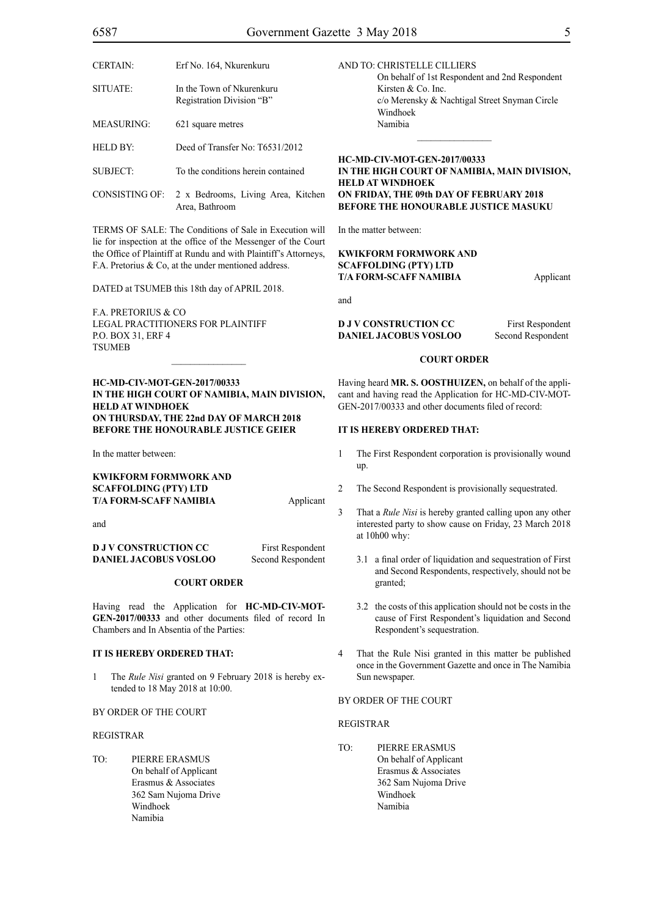| | |
|---|---|
| CERTAIN: | Erf No. 164, Nkurenkuru |
| SITUATE: | In the Town of Nkurenkuru Registration Division "B" |
| MEASURING: | 621 square metres |
| HELD BY: | Deed of Transfer No: T6531/2012 |
| SUBJECT: | To the conditions herein contained |
| CONSISTING OF: | 2 x Bedrooms, Living Area, Kitchen Area, Bathroom |

TERMS OF SALE: The Conditions of Sale in Execution will lie for inspection at the office of the Messenger of the Court the Office of Plaintiff at Rundu and with Plaintiff's Attorneys, F.A. Pretorius & Co, at the under mentioned address.

DATED at TSUMEB this 18th day of APRIL 2018.

F.A. PRETORIUS & CO
LEGAL PRACTITIONERS FOR PLAINTIFF
P.O. BOX 31, ERF 4
TSUMEB

---

**HC-MD-CIV-MOT-GEN-2017/00333**
**IN THE HIGH COURT OF NAMIBIA, MAIN DIVISION, HELD AT WINDHOEK**
**ON THURSDAY, THE 22nd DAY OF MARCH 2018**
**BEFORE THE HONOURABLE JUSTICE GEIER**

In the matter between:

**KWIKFORM FORMWORK AND SCAFFOLDING (PTY) LTD**
**T/A FORM-SCAFF NAMIBIA** Applicant

and

**D J V CONSTRUCTION CC** First Respondent
**DANIEL JACOBUS VOSLOO** Second Respondent

**COURT ORDER**

Having read the Application for **HC-MD-CIV-MOT-GEN-2017/00333** and other documents filed of record In Chambers and In Absentia of the Parties:

**IT IS HEREBY ORDERED THAT:**

1 The *Rule Nisi* granted on 9 February 2018 is hereby extended to 18 May 2018 at 10:00.

BY ORDER OF THE COURT

REGISTRAR

TO: PIERRE ERASMUS
On behalf of Applicant
Erasmus & Associates
362 Sam Nujoma Drive
Windhoek
Namibia

AND TO: CHRISTELLE CILLIERS
On behalf of 1st Respondent and 2nd Respondent
Kirsten & Co. Inc.
c/o Merensky & Nachtigal Street Snyman Circle
Windhoek
Namibia

---

**HC-MD-CIV-MOT-GEN-2017/00333**
**IN THE HIGH COURT OF NAMIBIA, MAIN DIVISION, HELD AT WINDHOEK**
**ON FRIDAY, THE 09th DAY OF FEBRUARY 2018**
**BEFORE THE HONOURABLE JUSTICE MASUKU**

In the matter between:

**KWIKFORM FORMWORK AND SCAFFOLDING (PTY) LTD**
**T/A FORM-SCAFF NAMIBIA** Applicant

and

**D J V CONSTRUCTION CC** First Respondent
**DANIEL JACOBUS VOSLOO** Second Respondent

**COURT ORDER**

Having heard **MR. S. OOSTHUIZEN,** on behalf of the applicant and having read the Application for HC-MD-CIV-MOT-GEN-2017/00333 and other documents filed of record:

**IT IS HEREBY ORDERED THAT:**

1 The First Respondent corporation is provisionally wound up.

2 The Second Respondent is provisionally sequestrated.

3 That a *Rule Nisi* is hereby granted calling upon any other interested party to show cause on Friday, 23 March 2018 at 10h00 why:

   3.1 a final order of liquidation and sequestration of First and Second Respondents, respectively, should not be granted;

   3.2 the costs of this application should not be costs in the cause of First Respondent's liquidation and Second Respondent's sequestration.

4 That the Rule Nisi granted in this matter be published once in the Government Gazette and once in The Namibia Sun newspaper.

BY ORDER OF THE COURT

REGISTRAR

TO: PIERRE ERASMUS
On behalf of Applicant
Erasmus & Associates
362 Sam Nujoma Drive
Windhoek
Namibia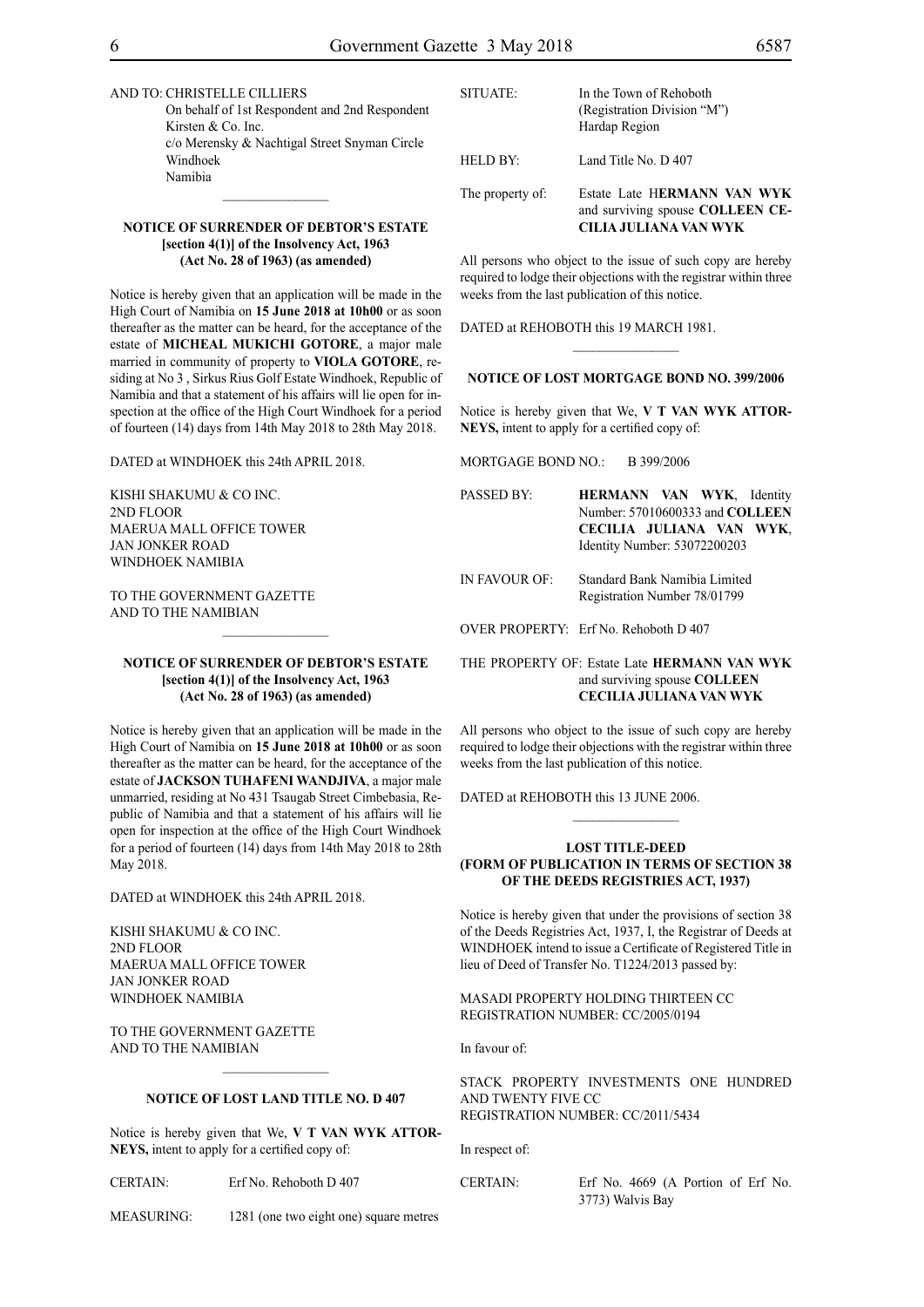AND TO: CHRISTELLE CILLIERS
On behalf of 1st Respondent and 2nd Respondent
Kirsten & Co. Inc.
c/o Merensky & Nachtigal Street Snyman Circle
Windhoek
Namibia

________________

**NOTICE OF SURRENDER OF DEBTOR'S ESTATE**
**[section 4(1)] of the Insolvency Act, 1963**
**(Act No. 28 of 1963) (as amended)**

Notice is hereby given that an application will be made in the High Court of Namibia on **15 June 2018 at 10h00** or as soon thereafter as the matter can be heard, for the acceptance of the estate of **MICHEAL MUKICHI GOTORE**, a major male married in community of property to **VIOLA GOTORE**, residing at No 3 , Sirkus Rius Golf Estate Windhoek, Republic of Namibia and that a statement of his affairs will lie open for inspection at the office of the High Court Windhoek for a period of fourteen (14) days from 14th May 2018 to 28th May 2018.

DATED at WINDHOEK this 24th APRIL 2018.

KISHI SHAKUMU & CO INC.
2ND FLOOR
MAERUA MALL OFFICE TOWER
JAN JONKER ROAD
WINDHOEK NAMIBIA

TO THE GOVERNMENT GAZETTE
AND TO THE NAMIBIAN

________________

**NOTICE OF SURRENDER OF DEBTOR'S ESTATE**
**[section 4(1)] of the Insolvency Act, 1963**
**(Act No. 28 of 1963) (as amended)**

Notice is hereby given that an application will be made in the High Court of Namibia on **15 June 2018 at 10h00** or as soon thereafter as the matter can be heard, for the acceptance of the estate of **JACKSON TUHAFENI WANDJIVA**, a major male unmarried, residing at No 431 Tsaugab Street Cimbebasia, Republic of Namibia and that a statement of his affairs will lie open for inspection at the office of the High Court Windhoek for a period of fourteen (14) days from 14th May 2018 to 28th May 2018.

DATED at WINDHOEK this 24th APRIL 2018.

KISHI SHAKUMU & CO INC.
2ND FLOOR
MAERUA MALL OFFICE TOWER
JAN JONKER ROAD
WINDHOEK NAMIBIA

TO THE GOVERNMENT GAZETTE
AND TO THE NAMIBIAN

________________

**NOTICE OF LOST LAND TITLE NO. D 407**

Notice is hereby given that We, **V T VAN WYK ATTORNEYS,** intent to apply for a certified copy of:

CERTAIN: Erf No. Rehoboth D 407

MEASURING: 1281 (one two eight one) square metres

SITUATE: In the Town of Rehoboth (Registration Division "M") Hardap Region

HELD BY: Land Title No. D 407

The property of: Estate Late H**ERMANN VAN WYK** and surviving spouse **COLLEEN CECILIA JULIANA VAN WYK**

All persons who object to the issue of such copy are hereby required to lodge their objections with the registrar within three weeks from the last publication of this notice.

DATED at REHOBOTH this 19 MARCH 1981.

________________

**NOTICE OF LOST MORTGAGE BOND NO. 399/2006**

Notice is hereby given that We, **V T VAN WYK ATTORNEYS,** intent to apply for a certified copy of:

MORTGAGE BOND NO.: B 399/2006

PASSED BY: **HERMANN VAN WYK**, Identity Number: 57010600333 and **COLLEEN CECILIA JULIANA VAN WYK**, Identity Number: 53072200203

IN FAVOUR OF: Standard Bank Namibia Limited Registration Number 78/01799

OVER PROPERTY: Erf No. Rehoboth D 407

THE PROPERTY OF: Estate Late **HERMANN VAN WYK** and surviving spouse **COLLEEN CECILIA JULIANA VAN WYK**

All persons who object to the issue of such copy are hereby required to lodge their objections with the registrar within three weeks from the last publication of this notice.

DATED at REHOBOTH this 13 JUNE 2006.

________________

**LOST TITLE-DEED**
**(FORM OF PUBLICATION IN TERMS OF SECTION 38 OF THE DEEDS REGISTRIES ACT, 1937)**

Notice is hereby given that under the provisions of section 38 of the Deeds Registries Act, 1937, I, the Registrar of Deeds at WINDHOEK intend to issue a Certificate of Registered Title in lieu of Deed of Transfer No. T1224/2013 passed by:

MASADI PROPERTY HOLDING THIRTEEN CC
REGISTRATION NUMBER: CC/2005/0194

In favour of:

STACK PROPERTY INVESTMENTS ONE HUNDRED AND TWENTY FIVE CC
REGISTRATION NUMBER: CC/2011/5434

In respect of:

CERTAIN: Erf No. 4669 (A Portion of Erf No. 3773) Walvis Bay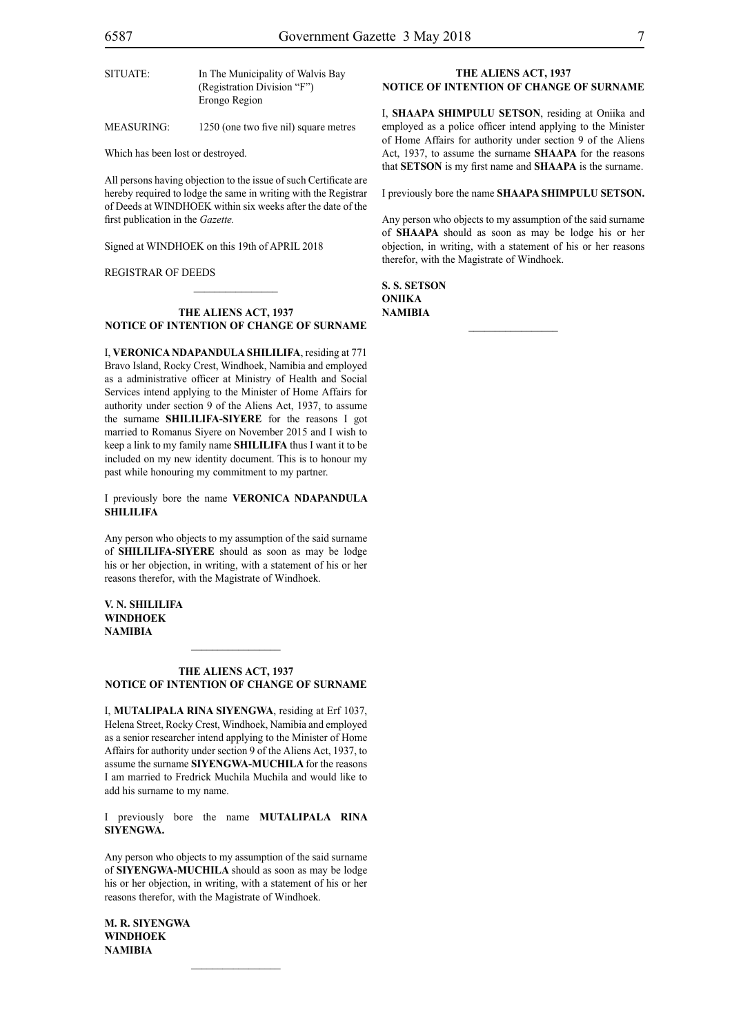| | |
|---|---|
| SITUATE: | In The Municipality of Walvis Bay (Registration Division "F") Erongo Region |
| MEASURING: | 1250 (one two five nil) square metres |

Which has been lost or destroyed.

All persons having objection to the issue of such Certificate are hereby required to lodge the same in writing with the Registrar of Deeds at WINDHOEK within six weeks after the date of the first publication in the *Gazette.*

Signed at WINDHOEK on this 19th of APRIL 2018

REGISTRAR OF DEEDS

---

**THE ALIENS ACT, 1937**
**NOTICE OF INTENTION OF CHANGE OF SURNAME**

I, **VERONICA NDAPANDULA SHILILIFA**, residing at 771 Bravo Island, Rocky Crest, Windhoek, Namibia and employed as a administrative officer at Ministry of Health and Social Services intend applying to the Minister of Home Affairs for authority under section 9 of the Aliens Act, 1937, to assume the surname **SHILILIFA-SIYERE** for the reasons I got married to Romanus Siyere on November 2015 and I wish to keep a link to my family name **SHILILIFA** thus I want it to be included on my new identity document. This is to honour my past while honouring my commitment to my partner.

I previously bore the name **VERONICA NDAPANDULA SHILILIFA**

Any person who objects to my assumption of the said surname of **SHILILIFA-SIYERE** should as soon as may be lodge his or her objection, in writing, with a statement of his or her reasons therefor, with the Magistrate of Windhoek.

**V. N. SHILILIFA**
**WINDHOEK**
**NAMIBIA**

---

**THE ALIENS ACT, 1937**
**NOTICE OF INTENTION OF CHANGE OF SURNAME**

I, **MUTALIPALA RINA SIYENGWA**, residing at Erf 1037, Helena Street, Rocky Crest, Windhoek, Namibia and employed as a senior researcher intend applying to the Minister of Home Affairs for authority under section 9 of the Aliens Act, 1937, to assume the surname **SIYENGWA-MUCHILA** for the reasons I am married to Fredrick Muchila Muchila and would like to add his surname to my name.

I previously bore the name **MUTALIPALA RINA SIYENGWA.**

Any person who objects to my assumption of the said surname of **SIYENGWA-MUCHILA** should as soon as may be lodge his or her objection, in writing, with a statement of his or her reasons therefor, with the Magistrate of Windhoek.

**M. R. SIYENGWA**
**WINDHOEK**
**NAMIBIA**

---

**THE ALIENS ACT, 1937**
**NOTICE OF INTENTION OF CHANGE OF SURNAME**

I, **SHAAPA SHIMPULU SETSON**, residing at Oniika and employed as a police officer intend applying to the Minister of Home Affairs for authority under section 9 of the Aliens Act, 1937, to assume the surname **SHAAPA** for the reasons that **SETSON** is my first name and **SHAAPA** is the surname.

I previously bore the name **SHAAPA SHIMPULU SETSON.**

Any person who objects to my assumption of the said surname of **SHAAPA** should as soon as may be lodge his or her objection, in writing, with a statement of his or her reasons therefor, with the Magistrate of Windhoek.

**S. S. SETSON**
**ONIIKA**
**NAMIBIA**

---